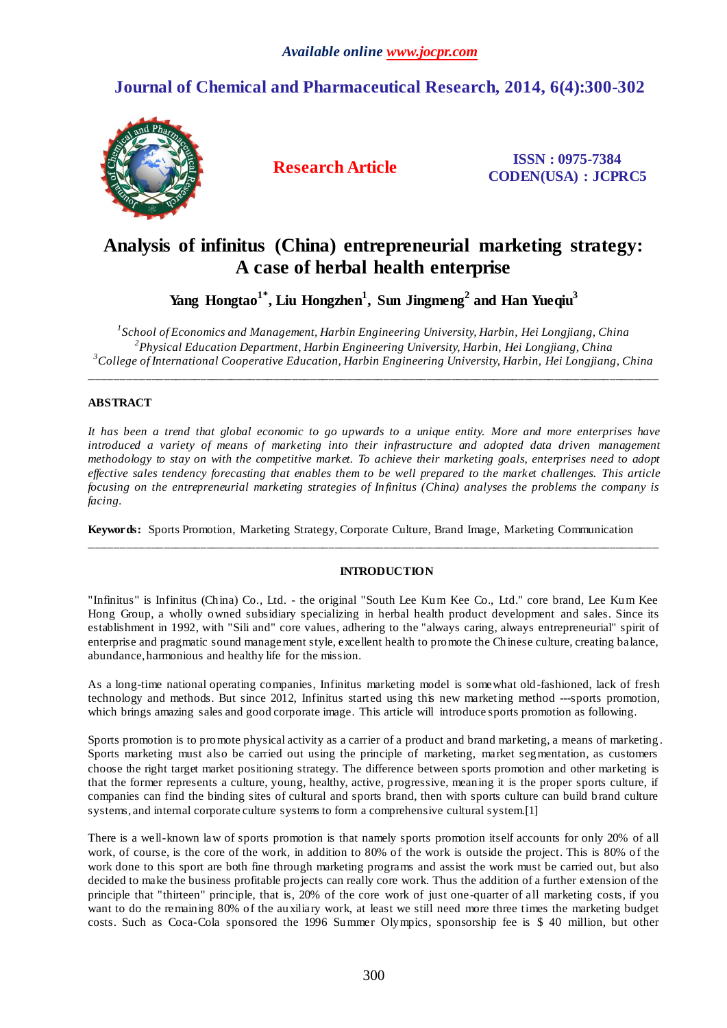# Analysis of infinitus (China) entrepreneurial marketing strategy: A case of herbal health enterprise

**Yang Hongtao[1*], Liu Hongzhen[1], Sun Jingmeng[2] and Han Yueqiu[3]**

*[1]School of Economics and Management, Harbin Engineering University, Harbin, Hei Longjiang, China*
*[2]Physical Education Department, Harbin Engineering University, Harbin, Hei Longjiang, China*
*[3]College of International Cooperative Education, Harbin Engineering University, Harbin, Hei Longjiang, China*

---

## ABSTRACT

*It has been a trend that global economic to go upwards to a unique entity. More and more enterprises have introduced a variety of means of marketing into their infrastructure and adopted data driven management methodology to stay on with the competitive market. To achieve their marketing goals, enterprises need to adopt effective sales tendency forecasting that enables them to be well prepared to the market challenges. This article focusing on the entrepreneurial marketing strategies of Infinitus (China) analyses the problems the company is facing.*

**Keywords:** Sports Promotion, Marketing Strategy, Corporate Culture, Brand Image, Marketing Communication

---

## INTRODUCTION

"Infinitus" is Infinitus (China) Co., Ltd. - the original "South Lee Kum Kee Co., Ltd." core brand, Lee Kum Kee Hong Group, a wholly owned subsidiary specializing in herbal health product development and sales. Since its establishment in 1992, with "Sili and" core values, adhering to the "always caring, always entrepreneurial" spirit of enterprise and pragmatic sound management style, excellent health to promote the Chinese culture, creating balance, abundance, harmonious and healthy life for the mission.

As a long-time national operating companies, Infinitus marketing model is somewhat old-fashioned, lack of fresh technology and methods. But since 2012, Infinitus started using this new marketing method ---sports promotion, which brings amazing sales and good corporate image. This article will introduce sports promotion as following.

Sports promotion is to promote physical activity as a carrier of a product and brand marketing, a means of marketing. Sports marketing must also be carried out using the principle of marketing, market segmentation, as customers choose the right target market positioning strategy. The difference between sports promotion and other marketing is that the former represents a culture, young, healthy, active, progressive, meaning it is the proper sports culture, if companies can find the binding sites of cultural and sports brand, then with sports culture can build brand culture systems, and internal corporate culture systems to form a comprehensive cultural system.[1]

There is a well-known law of sports promotion is that namely sports promotion itself accounts for only 20% of all work, of course, is the core of the work, in addition to 80% of the work is outside the project. This is 80% of the work done to this sport are both fine through marketing programs and assist the work must be carried out, but also decided to make the business profitable projects can really core work. Thus the addition of a further extension of the principle that "thirteen" principle, that is, 20% of the core work of just one-quarter of all marketing costs, if you want to do the remaining 80% of the auxiliary work, at least we still need more three times the marketing budget costs. Such as Coca-Cola sponsored the 1996 Summer Olympics, sponsorship fee is $ 40 million, but other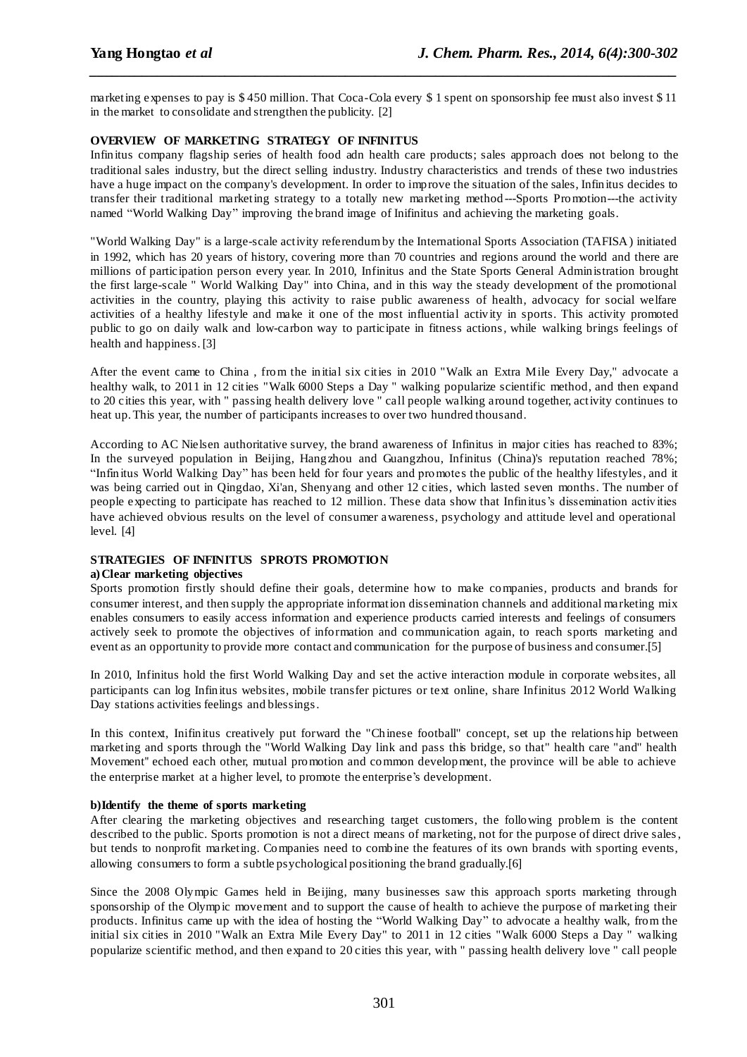marketing expenses to pay is $ 450 million. That Coca-Cola every $ 1 spent on sponsorship fee must also invest $ 11 in the market to consolidate and strengthen the publicity. [2]

**OVERVIEW OF MARKETING STRATEGY OF INFINITUS**

Infinitus company flagship series of health food adn health care products; sales approach does not belong to the traditional sales industry, but the direct selling industry. Industry characteristics and trends of these two industries have a huge impact on the company's development. In order to improve the situation of the sales, Infinitus decides to transfer their traditional marketing strategy to a totally new marketing method---Sports Promotion---the activity named "World Walking Day" improving the brand image of Inifinitus and achieving the marketing goals.

"World Walking Day" is a large-scale activity referendum by the International Sports Association (TAFISA) initiated in 1992, which has 20 years of history, covering more than 70 countries and regions around the world and there are millions of participation person every year. In 2010, Infinitus and the State Sports General Administration brought the first large-scale " World Walking Day" into China, and in this way the steady development of the promotional activities in the country, playing this activity to raise public awareness of health, advocacy for social welfare activities of a healthy lifestyle and make it one of the most influential activity in sports. This activity promoted public to go on daily walk and low-carbon way to participate in fitness actions, while walking brings feelings of health and happiness. [3]

After the event came to China , from the initial six cities in 2010 "Walk an Extra Mile Every Day," advocate a healthy walk, to 2011 in 12 cities "Walk 6000 Steps a Day " walking popularize scientific method, and then expand to 20 cities this year, with " passing health delivery love " call people walking around together, activity continues to heat up. This year, the number of participants increases to over two hundred thousand.

According to AC Nielsen authoritative survey, the brand awareness of Infinitus in major cities has reached to 83%; In the surveyed population in Beijing, Hangzhou and Guangzhou, Infinitus (China)'s reputation reached 78%; "Infinitus World Walking Day" has been held for four years and promotes the public of the healthy lifestyles, and it was being carried out in Qingdao, Xi'an, Shenyang and other 12 cities, which lasted seven months. The number of people expecting to participate has reached to 12 million. These data show that Infinitus's dissemination activities have achieved obvious results on the level of consumer awareness, psychology and attitude level and operational level. [4]

**STRATEGIES OF INFINITUS SPROTS PROMOTION**

**a) Clear marketing objectives**

Sports promotion firstly should define their goals, determine how to make companies, products and brands for consumer interest, and then supply the appropriate information dissemination channels and additional marketing mix enables consumers to easily access information and experience products carried interests and feelings of consumers actively seek to promote the objectives of information and communication again, to reach sports marketing and event as an opportunity to provide more contact and communication for the purpose of business and consumer.[5]

In 2010, Infinitus hold the first World Walking Day and set the active interaction module in corporate websites, all participants can log Infinitus websites, mobile transfer pictures or text online, share Infinitus 2012 World Walking Day stations activities feelings and blessings.

In this context, Inifinitus creatively put forward the "Chinese football" concept, set up the relationship between marketing and sports through the "World Walking Day link and pass this bridge, so that" health care "and" health Movement" echoed each other, mutual promotion and common development, the province will be able to achieve the enterprise market at a higher level, to promote the enterprise's development.

**b) Identify the theme of sports marketing**

After clearing the marketing objectives and researching target customers, the following problem is the content described to the public. Sports promotion is not a direct means of marketing, not for the purpose of direct drive sales, but tends to nonprofit marketing. Companies need to combine the features of its own brands with sporting events, allowing consumers to form a subtle psychological positioning the brand gradually.[6]

Since the 2008 Olympic Games held in Beijing, many businesses saw this approach sports marketing through sponsorship of the Olympic movement and to support the cause of health to achieve the purpose of marketing their products. Infinitus came up with the idea of hosting the "World Walking Day" to advocate a healthy walk, from the initial six cities in 2010 "Walk an Extra Mile Every Day" to 2011 in 12 cities "Walk 6000 Steps a Day " walking popularize scientific method, and then expand to 20 cities this year, with " passing health delivery love " call people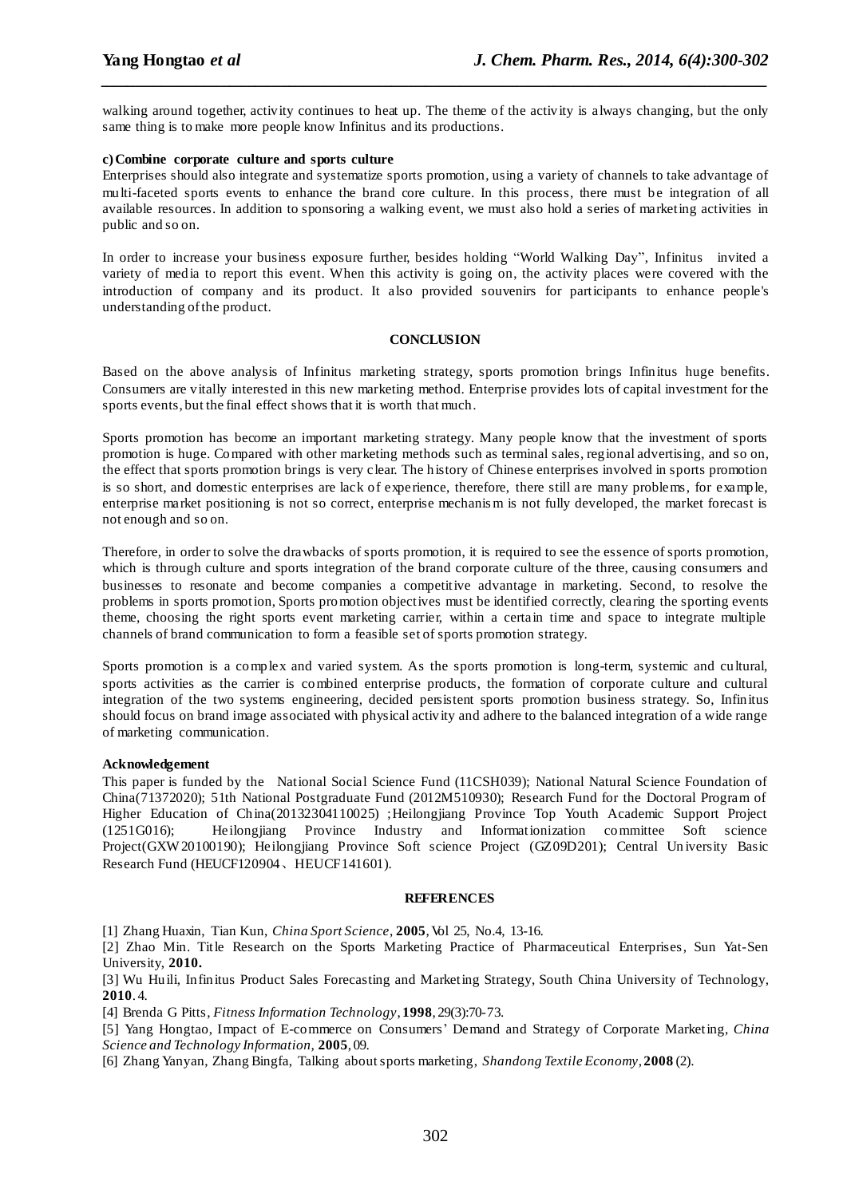walking around together, activity continues to heat up. The theme of the activity is always changing, but the only same thing is to make more people know Infinitus and its productions.

**c) Combine corporate culture and sports culture**

Enterprises should also integrate and systematize sports promotion, using a variety of channels to take advantage of multi-faceted sports events to enhance the brand core culture. In this process, there must be integration of all available resources. In addition to sponsoring a walking event, we must also hold a series of marketing activities in public and so on.

In order to increase your business exposure further, besides holding "World Walking Day", Infinitus invited a variety of media to report this event. When this activity is going on, the activity places were covered with the introduction of company and its product. It also provided souvenirs for participants to enhance people's understanding of the product.

## CONCLUSION

Based on the above analysis of Infinitus marketing strategy, sports promotion brings Infinitus huge benefits. Consumers are vitally interested in this new marketing method. Enterprise provides lots of capital investment for the sports events, but the final effect shows that it is worth that much.

Sports promotion has become an important marketing strategy. Many people know that the investment of sports promotion is huge. Compared with other marketing methods such as terminal sales, regional advertising, and so on, the effect that sports promotion brings is very clear. The history of Chinese enterprises involved in sports promotion is so short, and domestic enterprises are lack of experience, therefore, there still are many problems, for example, enterprise market positioning is not so correct, enterprise mechanism is not fully developed, the market forecast is not enough and so on.

Therefore, in order to solve the drawbacks of sports promotion, it is required to see the essence of sports promotion, which is through culture and sports integration of the brand corporate culture of the three, causing consumers and businesses to resonate and become companies a competitive advantage in marketing. Second, to resolve the problems in sports promotion, Sports promotion objectives must be identified correctly, clearing the sporting events theme, choosing the right sports event marketing carrier, within a certain time and space to integrate multiple channels of brand communication to form a feasible set of sports promotion strategy.

Sports promotion is a complex and varied system. As the sports promotion is long-term, systemic and cultural, sports activities as the carrier is combined enterprise products, the formation of corporate culture and cultural integration of the two systems engineering, decided persistent sports promotion business strategy. So, Infinitus should focus on brand image associated with physical activity and adhere to the balanced integration of a wide range of marketing communication.

**Acknowledgement**

This paper is funded by the National Social Science Fund (11CSH039); National Natural Science Foundation of China(71372020); 51th National Postgraduate Fund (2012M510930); Research Fund for the Doctoral Program of Higher Education of China(20132304110025) ;Heilongjiang Province Top Youth Academic Support Project (1251G016); Heilongjiang Province Industry and Informationization committee Soft science Project(GXW20100190); Heilongjiang Province Soft science Project (GZ09D201); Central University Basic Research Fund (HEUCF120904、HEUCF141601).

## REFERENCES

[1] Zhang Huaxin, Tian Kun, *China Sport Science*, **2005**, Vol 25, No.4, 13-16.

[2] Zhao Min. Title Research on the Sports Marketing Practice of Pharmaceutical Enterprises, Sun Yat-Sen University, **2010.**

[3] Wu Huili, Infinitus Product Sales Forecasting and Marketing Strategy, South China University of Technology, **2010**.4.

[4] Brenda G Pitts, *Fitness Information Technology*, **1998**, 29(3):70-73.

[5] Yang Hongtao, Impact of E-commerce on Consumers' Demand and Strategy of Corporate Marketing, *China Science and Technology Information*, **2005**, 09.

[6] Zhang Yanyan, Zhang Bingfa, Talking about sports marketing, *Shandong Textile Economy*, **2008** (2).